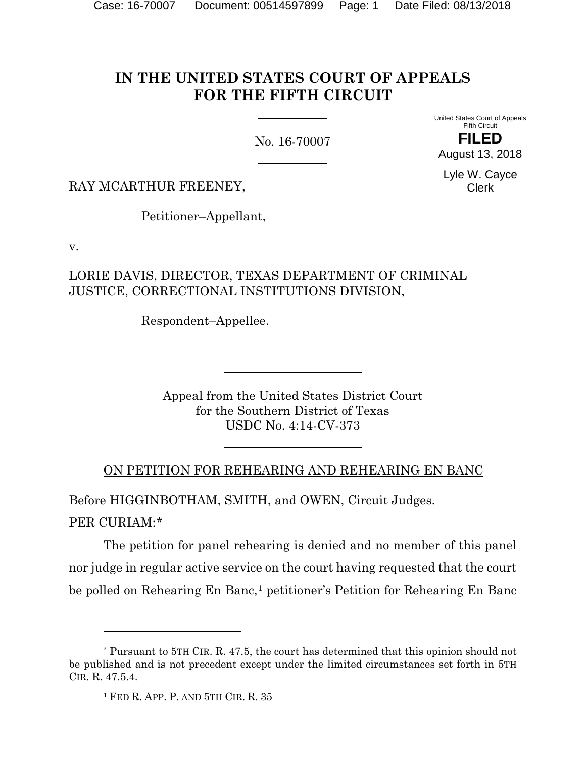# IN THE UNITED STATES COURT OF APPEALS FOR THE FIFTH CIRCUIT

No. 16-70007

United States Court of Appeals
Fifth Circuit

**FILED**

August 13, 2018

Lyle W. Cayce
Clerk

RAY MCARTHUR FREENEY,

Petitioner–Appellant,

v.

LORIE DAVIS, DIRECTOR, TEXAS DEPARTMENT OF CRIMINAL JUSTICE, CORRECTIONAL INSTITUTIONS DIVISION,

Respondent–Appellee.

Appeal from the United States District Court
for the Southern District of Texas
USDC No. 4:14-CV-373

ON PETITION FOR REHEARING AND REHEARING EN BANC

Before HIGGINBOTHAM, SMITH, and OWEN, Circuit Judges.

PER CURIAM:*

The petition for panel rehearing is denied and no member of this panel nor judge in regular active service on the court having requested that the court be polled on Rehearing En Banc,[1] petitioner's Petition for Rehearing En Banc

---

\* Pursuant to 5TH CIR. R. 47.5, the court has determined that this opinion should not be published and is not precedent except under the limited circumstances set forth in 5TH CIR. R. 47.5.4.

[1] FED R. APP. P. AND 5TH CIR. R. 35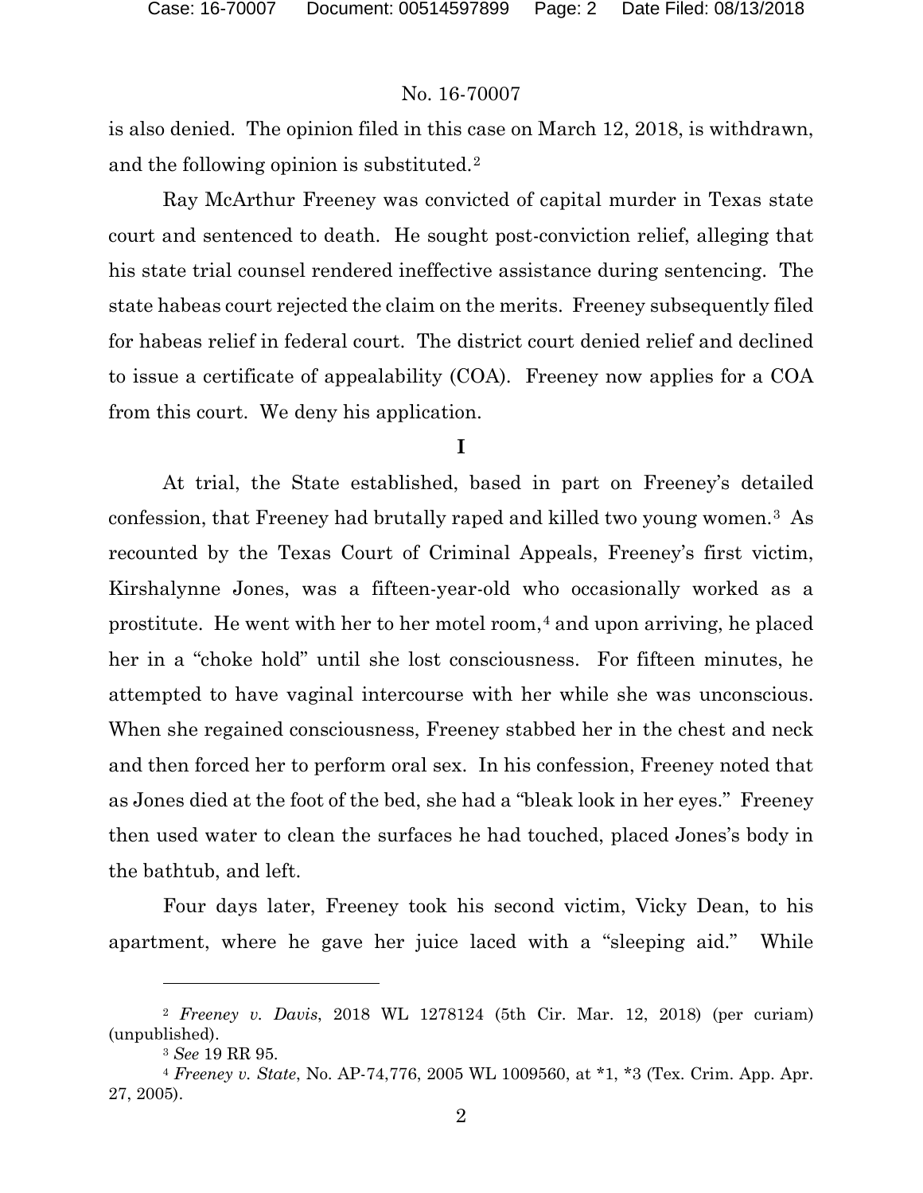is also denied. The opinion filed in this case on March 12, 2018, is withdrawn, and the following opinion is substituted.[2]

Ray McArthur Freeney was convicted of capital murder in Texas state court and sentenced to death. He sought post-conviction relief, alleging that his state trial counsel rendered ineffective assistance during sentencing. The state habeas court rejected the claim on the merits. Freeney subsequently filed for habeas relief in federal court. The district court denied relief and declined to issue a certificate of appealability (COA). Freeney now applies for a COA from this court. We deny his application.

**I**

At trial, the State established, based in part on Freeney's detailed confession, that Freeney had brutally raped and killed two young women.[3] As recounted by the Texas Court of Criminal Appeals, Freeney's first victim, Kirshalynne Jones, was a fifteen-year-old who occasionally worked as a prostitute. He went with her to her motel room,[4] and upon arriving, he placed her in a "choke hold" until she lost consciousness. For fifteen minutes, he attempted to have vaginal intercourse with her while she was unconscious. When she regained consciousness, Freeney stabbed her in the chest and neck and then forced her to perform oral sex. In his confession, Freeney noted that as Jones died at the foot of the bed, she had a "bleak look in her eyes." Freeney then used water to clean the surfaces he had touched, placed Jones's body in the bathtub, and left.

Four days later, Freeney took his second victim, Vicky Dean, to his apartment, where he gave her juice laced with a "sleeping aid." While

---

[2] *Freeney v. Davis*, 2018 WL 1278124 (5th Cir. Mar. 12, 2018) (per curiam) (unpublished).

[3] *See* 19 RR 95.

[4] *Freeney v. State*, No. AP-74,776, 2005 WL 1009560, at *1, *3 (Tex. Crim. App. Apr. 27, 2005).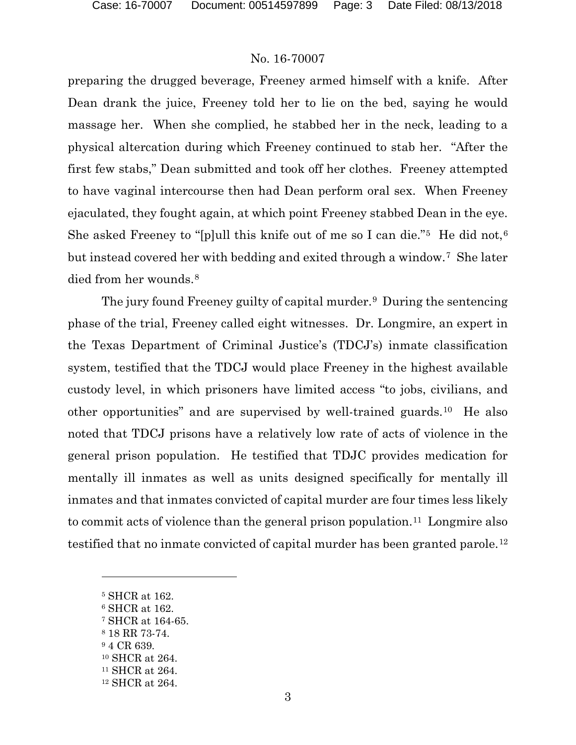preparing the drugged beverage, Freeney armed himself with a knife. After Dean drank the juice, Freeney told her to lie on the bed, saying he would massage her. When she complied, he stabbed her in the neck, leading to a physical altercation during which Freeney continued to stab her. "After the first few stabs," Dean submitted and took off her clothes. Freeney attempted to have vaginal intercourse then had Dean perform oral sex. When Freeney ejaculated, they fought again, at which point Freeney stabbed Dean in the eye. She asked Freeney to "[p]ull this knife out of me so I can die."[5] He did not,[6] but instead covered her with bedding and exited through a window.[7] She later died from her wounds.[8]

The jury found Freeney guilty of capital murder.[9] During the sentencing phase of the trial, Freeney called eight witnesses. Dr. Longmire, an expert in the Texas Department of Criminal Justice's (TDCJ's) inmate classification system, testified that the TDCJ would place Freeney in the highest available custody level, in which prisoners have limited access "to jobs, civilians, and other opportunities" and are supervised by well-trained guards.[10] He also noted that TDCJ prisons have a relatively low rate of acts of violence in the general prison population. He testified that TDJC provides medication for mentally ill inmates as well as units designed specifically for mentally ill inmates and that inmates convicted of capital murder are four times less likely to commit acts of violence than the general prison population.[11] Longmire also testified that no inmate convicted of capital murder has been granted parole.[12]

---

[5] SHCR at 162.
[6] SHCR at 162.
[7] SHCR at 164-65.
[8] 18 RR 73-74.
[9] 4 CR 639.
[10] SHCR at 264.
[11] SHCR at 264.
[12] SHCR at 264.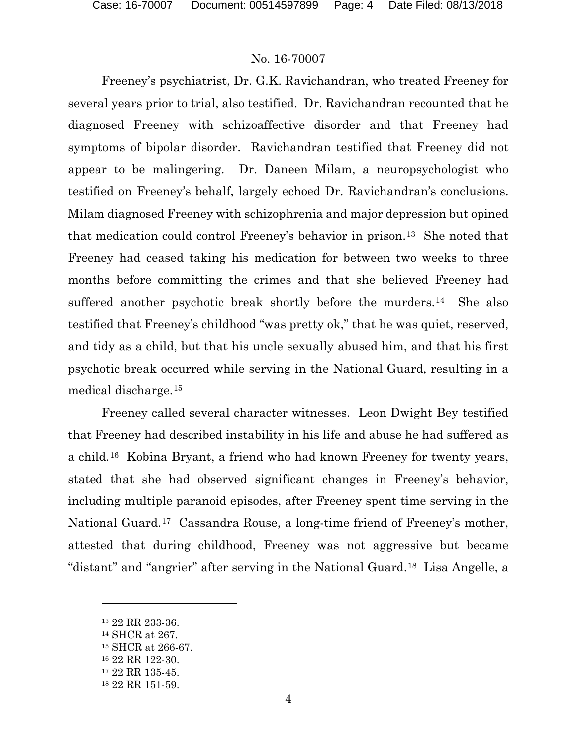Freeney's psychiatrist, Dr. G.K. Ravichandran, who treated Freeney for several years prior to trial, also testified. Dr. Ravichandran recounted that he diagnosed Freeney with schizoaffective disorder and that Freeney had symptoms of bipolar disorder. Ravichandran testified that Freeney did not appear to be malingering. Dr. Daneen Milam, a neuropsychologist who testified on Freeney's behalf, largely echoed Dr. Ravichandran's conclusions. Milam diagnosed Freeney with schizophrenia and major depression but opined that medication could control Freeney's behavior in prison.[13] She noted that Freeney had ceased taking his medication for between two weeks to three months before committing the crimes and that she believed Freeney had suffered another psychotic break shortly before the murders.[14] She also testified that Freeney's childhood "was pretty ok," that he was quiet, reserved, and tidy as a child, but that his uncle sexually abused him, and that his first psychotic break occurred while serving in the National Guard, resulting in a medical discharge.[15]

Freeney called several character witnesses. Leon Dwight Bey testified that Freeney had described instability in his life and abuse he had suffered as a child.[16] Kobina Bryant, a friend who had known Freeney for twenty years, stated that she had observed significant changes in Freeney's behavior, including multiple paranoid episodes, after Freeney spent time serving in the National Guard.[17] Cassandra Rouse, a long-time friend of Freeney's mother, attested that during childhood, Freeney was not aggressive but became "distant" and "angrier" after serving in the National Guard.[18] Lisa Angelle, a

---

[13] 22 RR 233-36.

[14] SHCR at 267.

[15] SHCR at 266-67.

[16] 22 RR 122-30.

[17] 22 RR 135-45.

[18] 22 RR 151-59.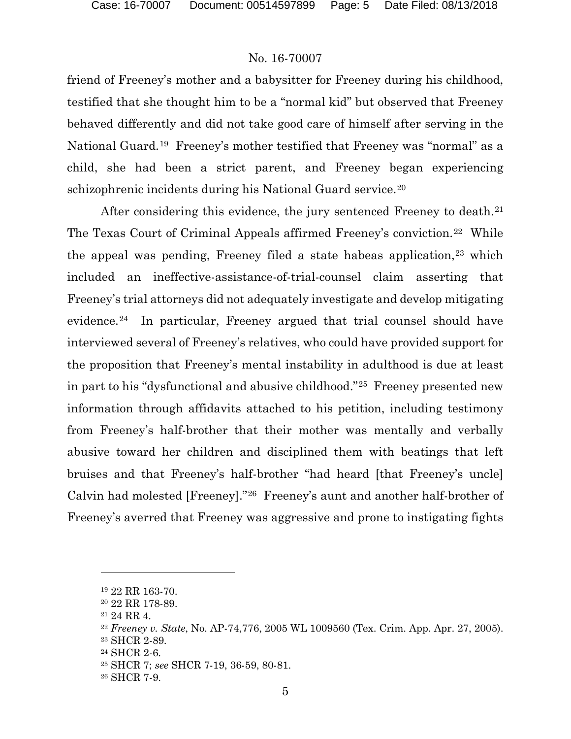friend of Freeney's mother and a babysitter for Freeney during his childhood, testified that she thought him to be a "normal kid" but observed that Freeney behaved differently and did not take good care of himself after serving in the National Guard.[19] Freeney's mother testified that Freeney was "normal" as a child, she had been a strict parent, and Freeney began experiencing schizophrenic incidents during his National Guard service.[20]

After considering this evidence, the jury sentenced Freeney to death.[21] The Texas Court of Criminal Appeals affirmed Freeney's conviction.[22] While the appeal was pending, Freeney filed a state habeas application,[23] which included an ineffective-assistance-of-trial-counsel claim asserting that Freeney's trial attorneys did not adequately investigate and develop mitigating evidence.[24] In particular, Freeney argued that trial counsel should have interviewed several of Freeney's relatives, who could have provided support for the proposition that Freeney's mental instability in adulthood is due at least in part to his "dysfunctional and abusive childhood."[25] Freeney presented new information through affidavits attached to his petition, including testimony from Freeney's half-brother that their mother was mentally and verbally abusive toward her children and disciplined them with beatings that left bruises and that Freeney's half-brother "had heard [that Freeney's uncle] Calvin had molested [Freeney]."[26] Freeney's aunt and another half-brother of Freeney's averred that Freeney was aggressive and prone to instigating fights

---

[19] 22 RR 163-70.

[20] 22 RR 178-89.

[21] 24 RR 4.

[22] *Freeney v. State*, No. AP-74,776, 2005 WL 1009560 (Tex. Crim. App. Apr. 27, 2005).

[23] SHCR 2-89.

[24] SHCR 2-6.

[25] SHCR 7; *see* SHCR 7-19, 36-59, 80-81.

[26] SHCR 7-9.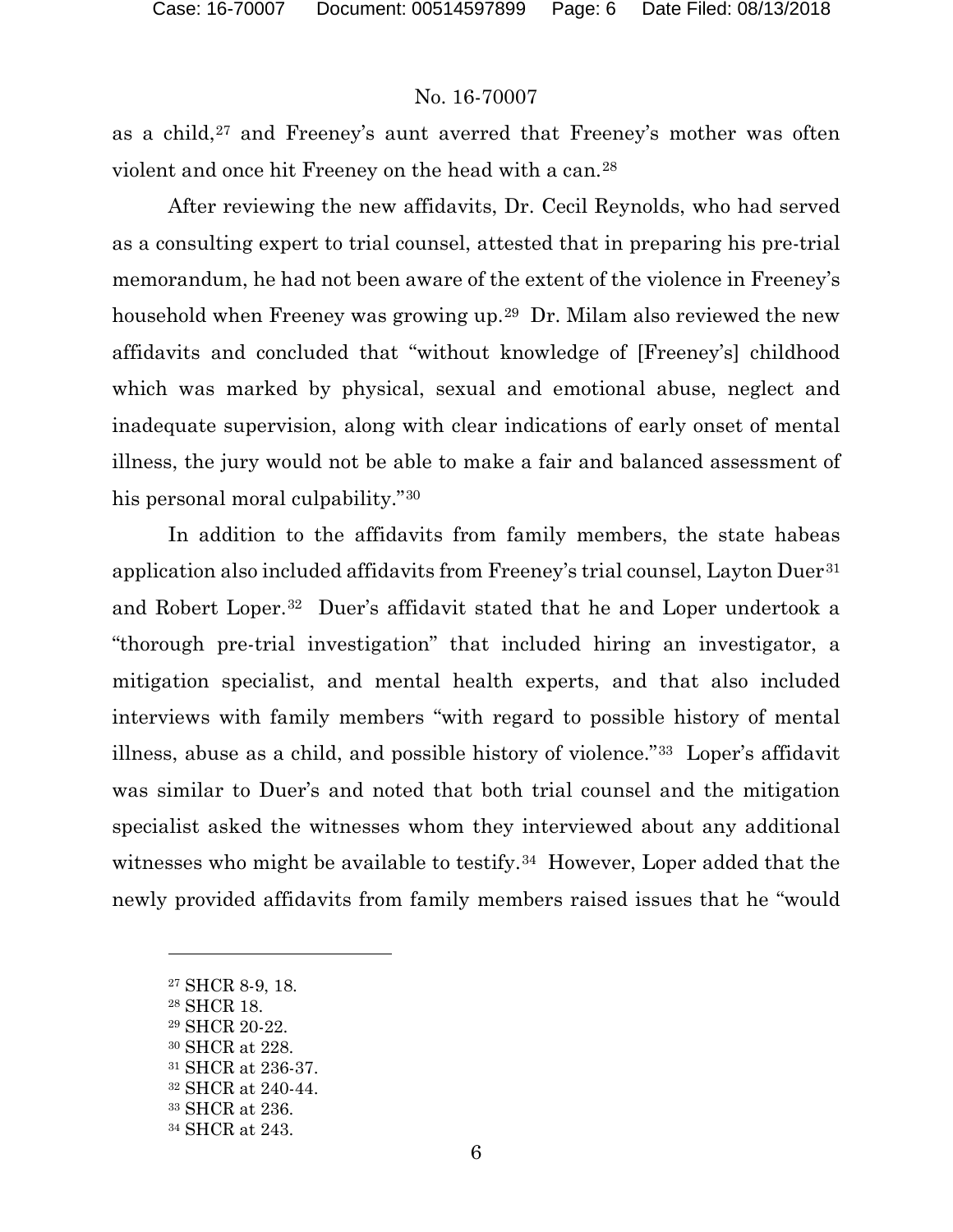as a child,[27] and Freeney's aunt averred that Freeney's mother was often violent and once hit Freeney on the head with a can.[28]

After reviewing the new affidavits, Dr. Cecil Reynolds, who had served as a consulting expert to trial counsel, attested that in preparing his pre-trial memorandum, he had not been aware of the extent of the violence in Freeney's household when Freeney was growing up.[29] Dr. Milam also reviewed the new affidavits and concluded that "without knowledge of [Freeney's] childhood which was marked by physical, sexual and emotional abuse, neglect and inadequate supervision, along with clear indications of early onset of mental illness, the jury would not be able to make a fair and balanced assessment of his personal moral culpability."[30]

In addition to the affidavits from family members, the state habeas application also included affidavits from Freeney's trial counsel, Layton Duer[31] and Robert Loper.[32] Duer's affidavit stated that he and Loper undertook a "thorough pre-trial investigation" that included hiring an investigator, a mitigation specialist, and mental health experts, and that also included interviews with family members "with regard to possible history of mental illness, abuse as a child, and possible history of violence."[33] Loper's affidavit was similar to Duer's and noted that both trial counsel and the mitigation specialist asked the witnesses whom they interviewed about any additional witnesses who might be available to testify.[34] However, Loper added that the newly provided affidavits from family members raised issues that he "would

---

[27] SHCR 8-9, 18.

[28] SHCR 18.

[29] SHCR 20-22.

[30] SHCR at 228.

[31] SHCR at 236-37.

[32] SHCR at 240-44.

[33] SHCR at 236.

[34] SHCR at 243.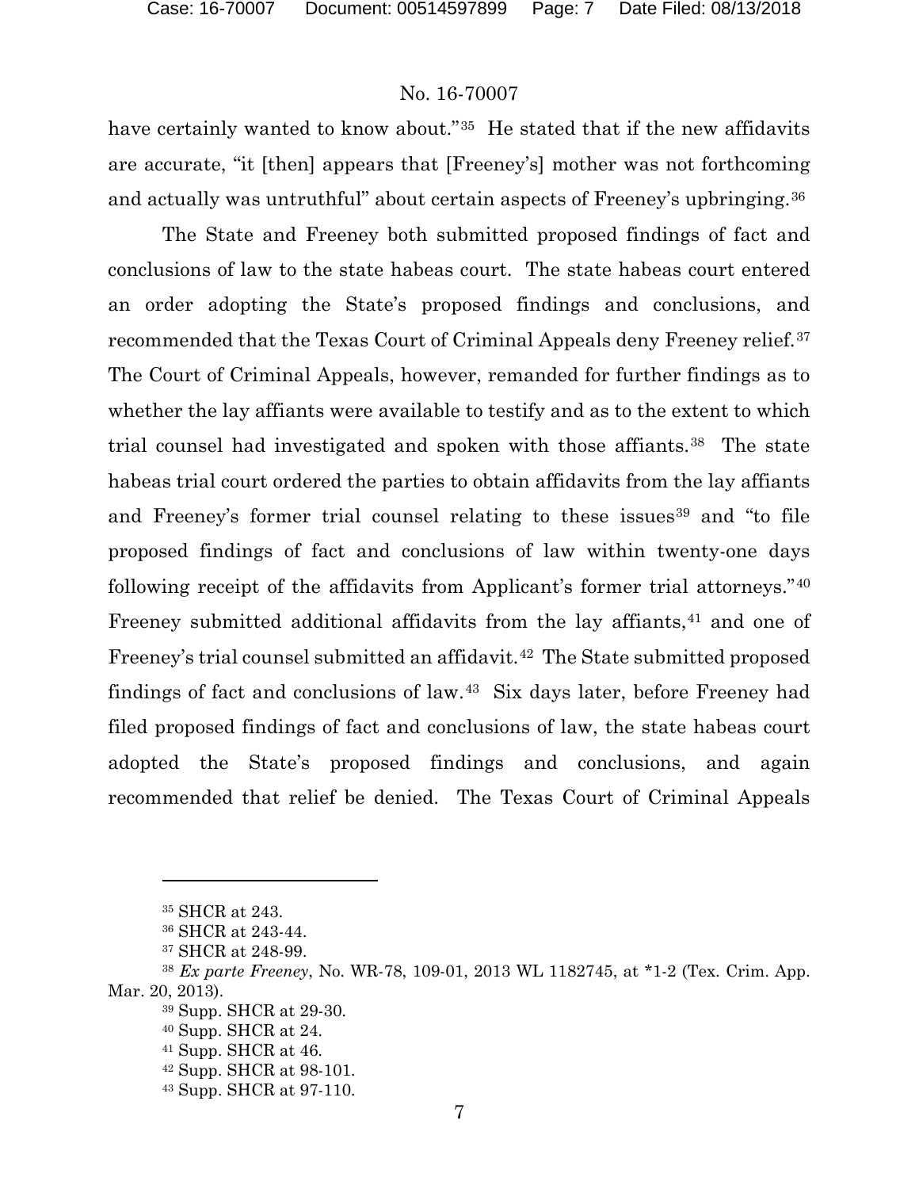have certainly wanted to know about."[35] He stated that if the new affidavits are accurate, "it [then] appears that [Freeney's] mother was not forthcoming and actually was untruthful" about certain aspects of Freeney's upbringing.[36]

The State and Freeney both submitted proposed findings of fact and conclusions of law to the state habeas court. The state habeas court entered an order adopting the State's proposed findings and conclusions, and recommended that the Texas Court of Criminal Appeals deny Freeney relief.[37] The Court of Criminal Appeals, however, remanded for further findings as to whether the lay affiants were available to testify and as to the extent to which trial counsel had investigated and spoken with those affiants.[38] The state habeas trial court ordered the parties to obtain affidavits from the lay affiants and Freeney's former trial counsel relating to these issues[39] and "to file proposed findings of fact and conclusions of law within twenty-one days following receipt of the affidavits from Applicant's former trial attorneys."[40] Freeney submitted additional affidavits from the lay affiants,[41] and one of Freeney's trial counsel submitted an affidavit.[42] The State submitted proposed findings of fact and conclusions of law.[43] Six days later, before Freeney had filed proposed findings of fact and conclusions of law, the state habeas court adopted the State's proposed findings and conclusions, and again recommended that relief be denied. The Texas Court of Criminal Appeals

---

[35] SHCR at 243.

[36] SHCR at 243-44.

[37] SHCR at 248-99.

[38] *Ex parte Freeney*, No. WR-78, 109-01, 2013 WL 1182745, at *1-2 (Tex. Crim. App. Mar. 20, 2013).

[39] Supp. SHCR at 29-30.

[40] Supp. SHCR at 24.

[41] Supp. SHCR at 46.

[42] Supp. SHCR at 98-101.

[43] Supp. SHCR at 97-110.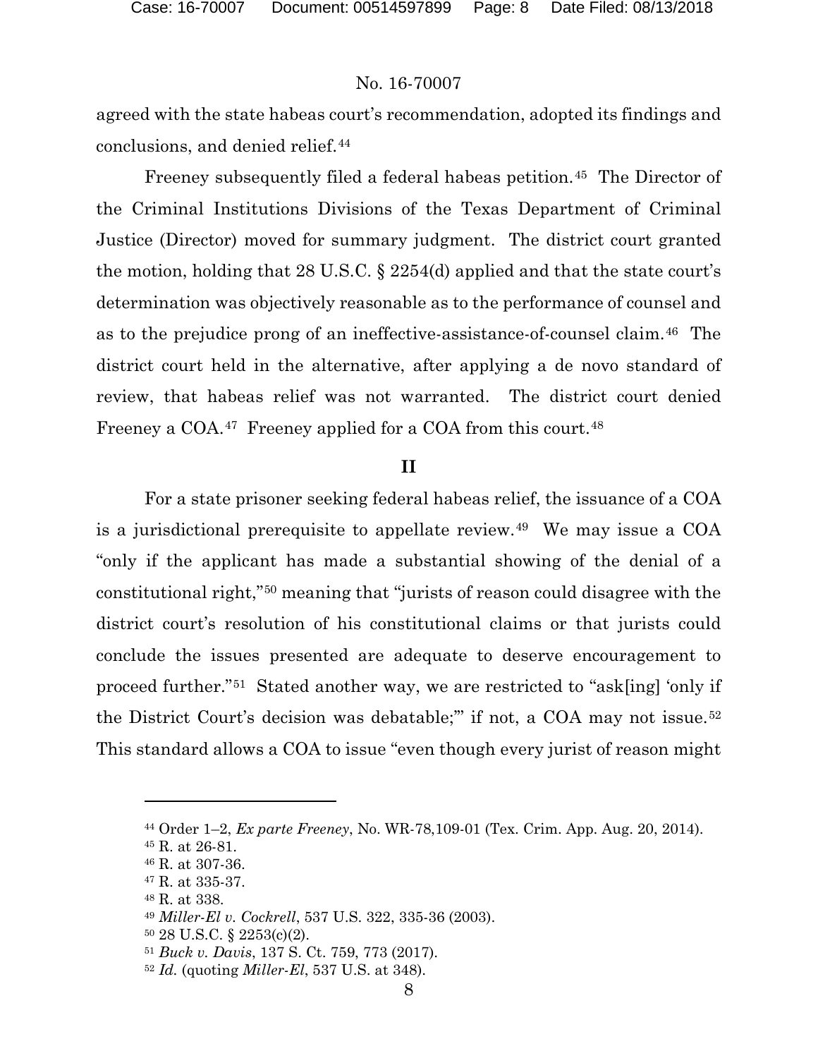agreed with the state habeas court's recommendation, adopted its findings and conclusions, and denied relief.[44]

Freeney subsequently filed a federal habeas petition.[45] The Director of the Criminal Institutions Divisions of the Texas Department of Criminal Justice (Director) moved for summary judgment. The district court granted the motion, holding that 28 U.S.C. § 2254(d) applied and that the state court's determination was objectively reasonable as to the performance of counsel and as to the prejudice prong of an ineffective-assistance-of-counsel claim.[46] The district court held in the alternative, after applying a de novo standard of review, that habeas relief was not warranted. The district court denied Freeney a COA.[47] Freeney applied for a COA from this court.[48]

## II

For a state prisoner seeking federal habeas relief, the issuance of a COA is a jurisdictional prerequisite to appellate review.[49] We may issue a COA "only if the applicant has made a substantial showing of the denial of a constitutional right,"[50] meaning that "jurists of reason could disagree with the district court's resolution of his constitutional claims or that jurists could conclude the issues presented are adequate to deserve encouragement to proceed further."[51] Stated another way, we are restricted to "ask[ing] 'only if the District Court's decision was debatable;'" if not, a COA may not issue.[52] This standard allows a COA to issue "even though every jurist of reason might

---

[44] Order 1–2, *Ex parte Freeney*, No. WR-78,109-01 (Tex. Crim. App. Aug. 20, 2014).

[45] R. at 26-81.

[46] R. at 307-36.

[47] R. at 335-37.

[48] R. at 338.

[49] *Miller-El v. Cockrell*, 537 U.S. 322, 335-36 (2003).

[50] 28 U.S.C. § 2253(c)(2).

[51] *Buck v. Davis*, 137 S. Ct. 759, 773 (2017).

[52] *Id.* (quoting *Miller-El*, 537 U.S. at 348).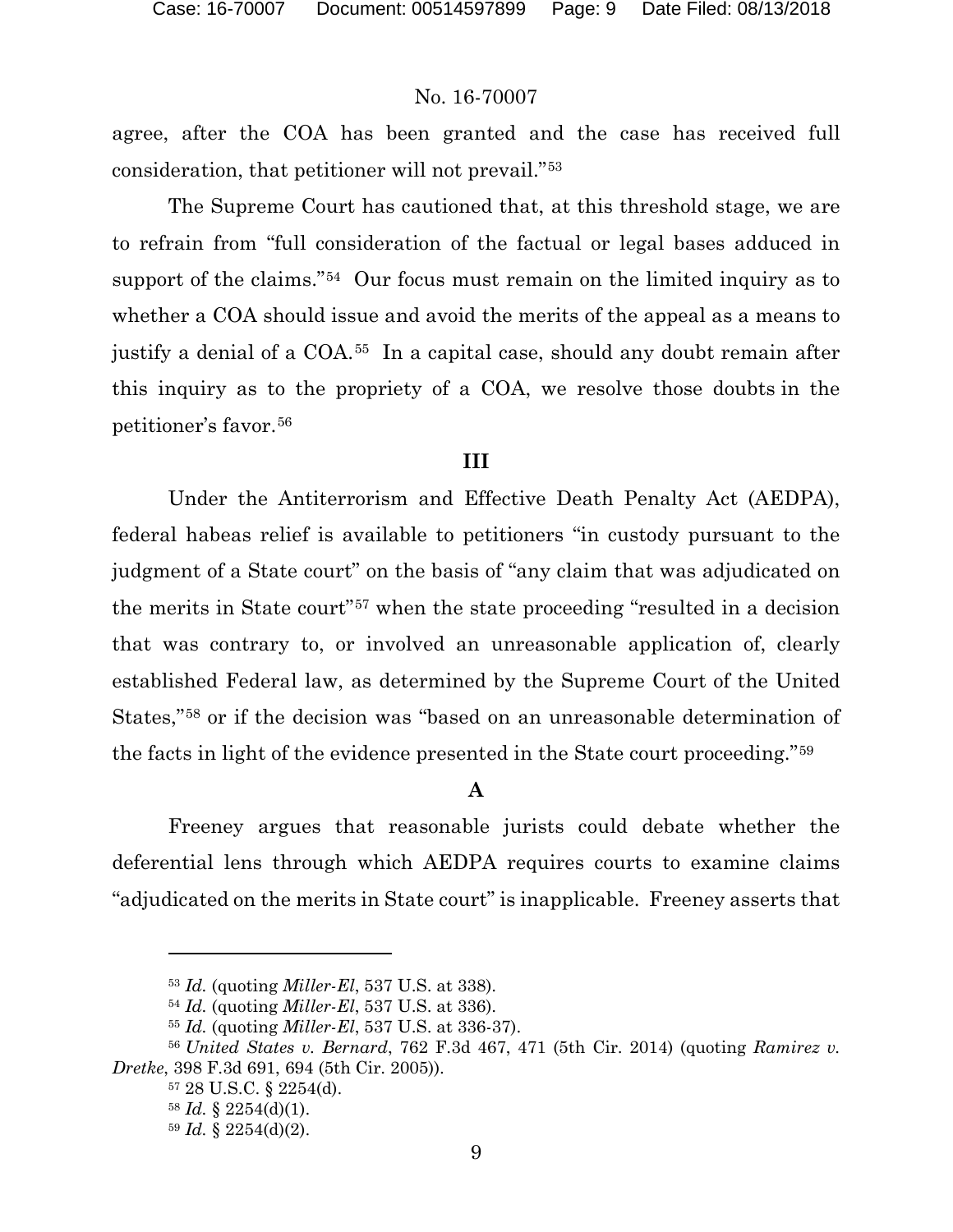agree, after the COA has been granted and the case has received full consideration, that petitioner will not prevail."[53]

The Supreme Court has cautioned that, at this threshold stage, we are to refrain from "full consideration of the factual or legal bases adduced in support of the claims."[54] Our focus must remain on the limited inquiry as to whether a COA should issue and avoid the merits of the appeal as a means to justify a denial of a COA.[55] In a capital case, should any doubt remain after this inquiry as to the propriety of a COA, we resolve those doubts in the petitioner's favor.[56]

## III

Under the Antiterrorism and Effective Death Penalty Act (AEDPA), federal habeas relief is available to petitioners "in custody pursuant to the judgment of a State court" on the basis of "any claim that was adjudicated on the merits in State court"[57] when the state proceeding "resulted in a decision that was contrary to, or involved an unreasonable application of, clearly established Federal law, as determined by the Supreme Court of the United States,"[58] or if the decision was "based on an unreasonable determination of the facts in light of the evidence presented in the State court proceeding."[59]

### A

Freeney argues that reasonable jurists could debate whether the deferential lens through which AEDPA requires courts to examine claims "adjudicated on the merits in State court" is inapplicable. Freeney asserts that

---

[53] *Id.* (quoting *Miller-El*, 537 U.S. at 338).

[54] *Id.* (quoting *Miller-El*, 537 U.S. at 336).

[55] *Id.* (quoting *Miller-El*, 537 U.S. at 336-37).

[56] *United States v. Bernard*, 762 F.3d 467, 471 (5th Cir. 2014) (quoting *Ramirez v. Dretke*, 398 F.3d 691, 694 (5th Cir. 2005)).

[57] 28 U.S.C. § 2254(d).

[58] *Id.* § 2254(d)(1).

[59] *Id.* § 2254(d)(2).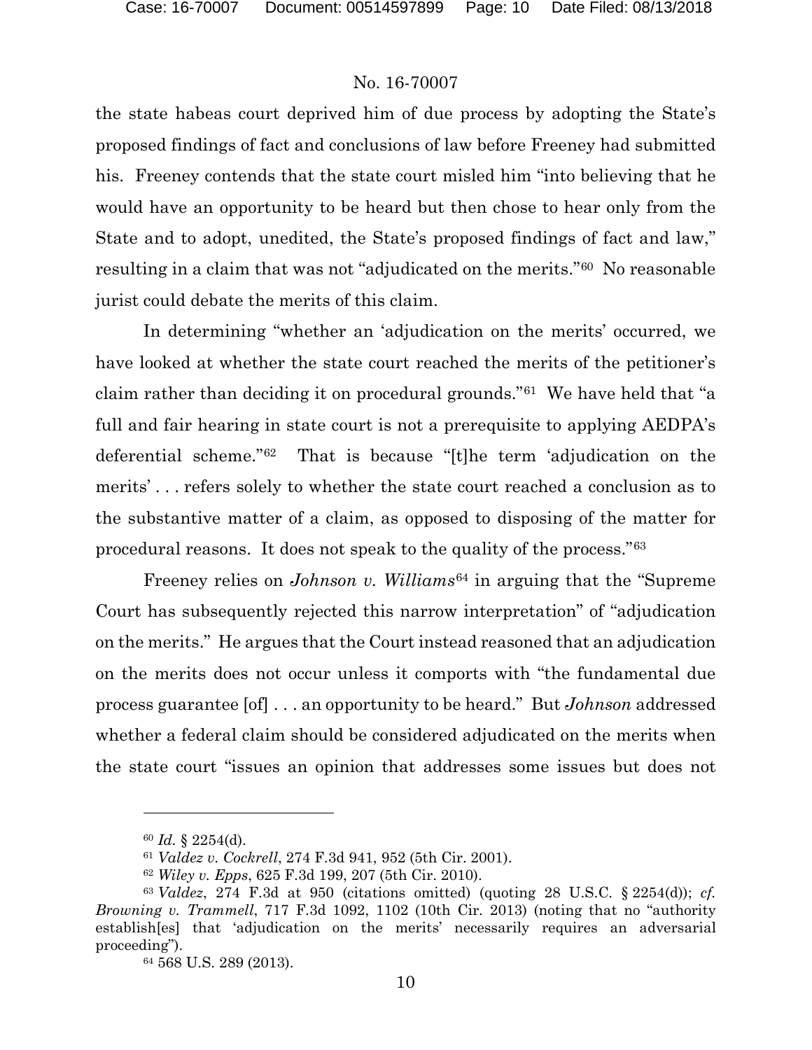the state habeas court deprived him of due process by adopting the State's proposed findings of fact and conclusions of law before Freeney had submitted his. Freeney contends that the state court misled him "into believing that he would have an opportunity to be heard but then chose to hear only from the State and to adopt, unedited, the State's proposed findings of fact and law," resulting in a claim that was not "adjudicated on the merits."[60] No reasonable jurist could debate the merits of this claim.

In determining "whether an 'adjudication on the merits' occurred, we have looked at whether the state court reached the merits of the petitioner's claim rather than deciding it on procedural grounds."[61] We have held that "a full and fair hearing in state court is not a prerequisite to applying AEDPA's deferential scheme."[62] That is because "[t]he term 'adjudication on the merits' . . . refers solely to whether the state court reached a conclusion as to the substantive matter of a claim, as opposed to disposing of the matter for procedural reasons. It does not speak to the quality of the process."[63]

Freeney relies on *Johnson v. Williams*[64] in arguing that the "Supreme Court has subsequently rejected this narrow interpretation" of "adjudication on the merits." He argues that the Court instead reasoned that an adjudication on the merits does not occur unless it comports with "the fundamental due process guarantee [of] . . . an opportunity to be heard." But *Johnson* addressed whether a federal claim should be considered adjudicated on the merits when the state court "issues an opinion that addresses some issues but does not

---

[60] *Id.* § 2254(d).

[61] *Valdez v. Cockrell*, 274 F.3d 941, 952 (5th Cir. 2001).

[62] *Wiley v. Epps*, 625 F.3d 199, 207 (5th Cir. 2010).

[63] *Valdez*, 274 F.3d at 950 (citations omitted) (quoting 28 U.S.C. § 2254(d)); *cf. Browning v. Trammell*, 717 F.3d 1092, 1102 (10th Cir. 2013) (noting that no "authority establish[es] that 'adjudication on the merits' necessarily requires an adversarial proceeding").

[64] 568 U.S. 289 (2013).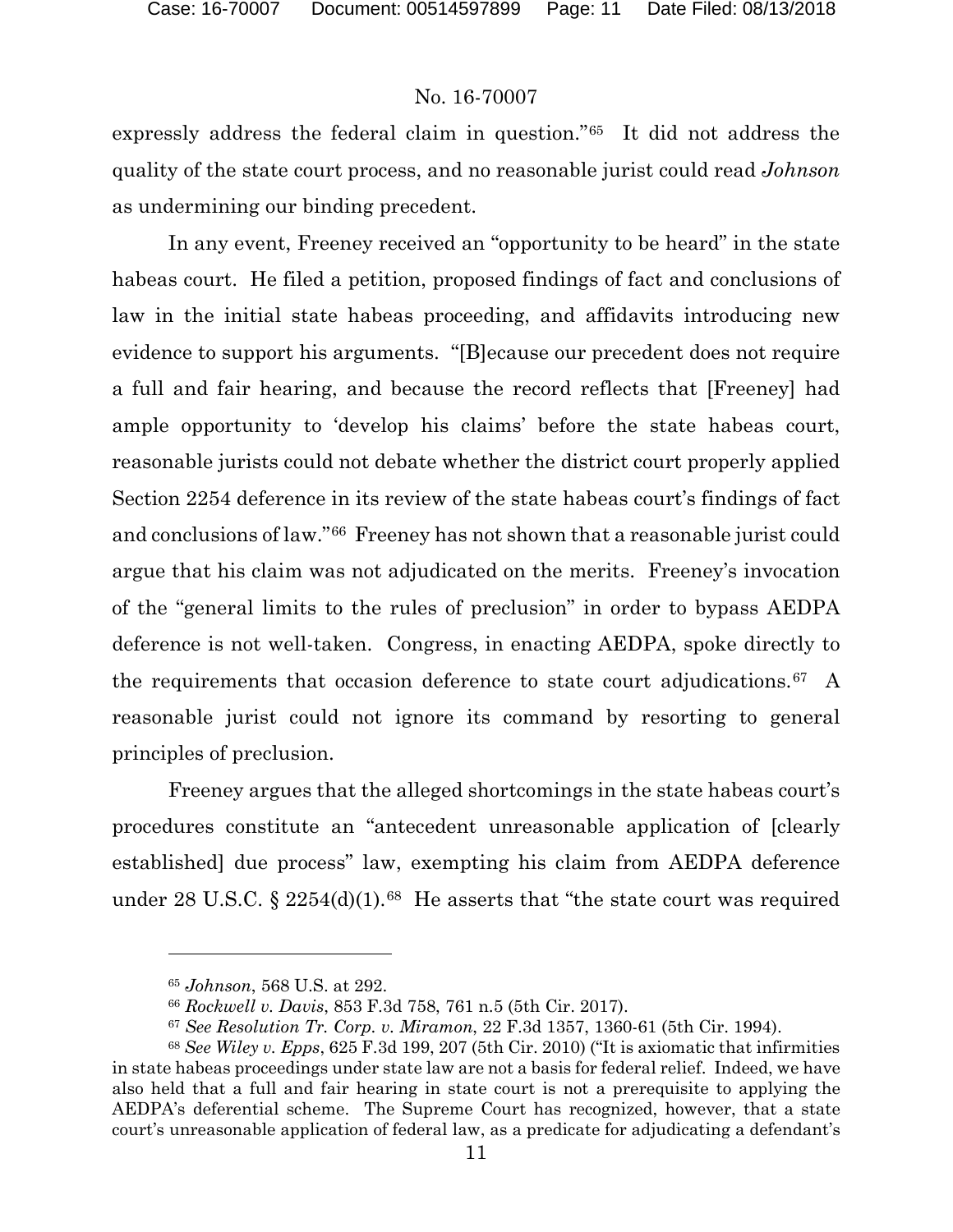expressly address the federal claim in question."[65] It did not address the quality of the state court process, and no reasonable jurist could read *Johnson* as undermining our binding precedent.

In any event, Freeney received an "opportunity to be heard" in the state habeas court. He filed a petition, proposed findings of fact and conclusions of law in the initial state habeas proceeding, and affidavits introducing new evidence to support his arguments. "[B]ecause our precedent does not require a full and fair hearing, and because the record reflects that [Freeney] had ample opportunity to 'develop his claims' before the state habeas court, reasonable jurists could not debate whether the district court properly applied Section 2254 deference in its review of the state habeas court's findings of fact and conclusions of law."[66] Freeney has not shown that a reasonable jurist could argue that his claim was not adjudicated on the merits. Freeney's invocation of the "general limits to the rules of preclusion" in order to bypass AEDPA deference is not well-taken. Congress, in enacting AEDPA, spoke directly to the requirements that occasion deference to state court adjudications.[67] A reasonable jurist could not ignore its command by resorting to general principles of preclusion.

Freeney argues that the alleged shortcomings in the state habeas court's procedures constitute an "antecedent unreasonable application of [clearly established] due process" law, exempting his claim from AEDPA deference under 28 U.S.C. § 2254(d)(1).[68] He asserts that "the state court was required

---

[65] *Johnson*, 568 U.S. at 292.

[66] *Rockwell v. Davis*, 853 F.3d 758, 761 n.5 (5th Cir. 2017).

[67] *See Resolution Tr. Corp. v. Miramon*, 22 F.3d 1357, 1360-61 (5th Cir. 1994).

[68] *See Wiley v. Epps*, 625 F.3d 199, 207 (5th Cir. 2010) ("It is axiomatic that infirmities in state habeas proceedings under state law are not a basis for federal relief. Indeed, we have also held that a full and fair hearing in state court is not a prerequisite to applying the AEDPA's deferential scheme. The Supreme Court has recognized, however, that a state court's unreasonable application of federal law, as a predicate for adjudicating a defendant's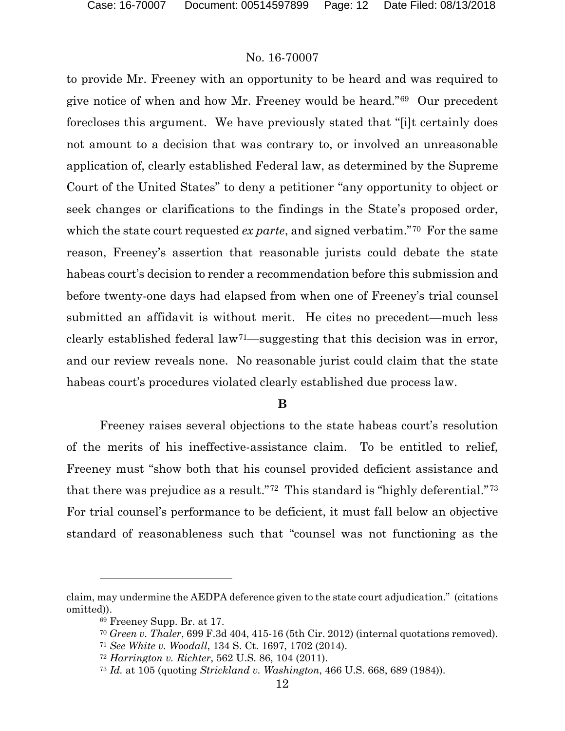to provide Mr. Freeney with an opportunity to be heard and was required to give notice of when and how Mr. Freeney would be heard."[69] Our precedent forecloses this argument. We have previously stated that "[i]t certainly does not amount to a decision that was contrary to, or involved an unreasonable application of, clearly established Federal law, as determined by the Supreme Court of the United States" to deny a petitioner "any opportunity to object or seek changes or clarifications to the findings in the State's proposed order, which the state court requested *ex parte*, and signed verbatim."[70] For the same reason, Freeney's assertion that reasonable jurists could debate the state habeas court's decision to render a recommendation before this submission and before twenty-one days had elapsed from when one of Freeney's trial counsel submitted an affidavit is without merit. He cites no precedent—much less clearly established federal law[71]—suggesting that this decision was in error, and our review reveals none. No reasonable jurist could claim that the state habeas court's procedures violated clearly established due process law.

### B

Freeney raises several objections to the state habeas court's resolution of the merits of his ineffective-assistance claim. To be entitled to relief, Freeney must "show both that his counsel provided deficient assistance and that there was prejudice as a result."[72] This standard is "highly deferential."[73] For trial counsel's performance to be deficient, it must fall below an objective standard of reasonableness such that "counsel was not functioning as the

---

claim, may undermine the AEDPA deference given to the state court adjudication." (citations omitted)).

[69] Freeney Supp. Br. at 17.

[70] *Green v. Thaler*, 699 F.3d 404, 415-16 (5th Cir. 2012) (internal quotations removed).

[71] *See White v. Woodall*, 134 S. Ct. 1697, 1702 (2014).

[72] *Harrington v. Richter*, 562 U.S. 86, 104 (2011).

[73] *Id.* at 105 (quoting *Strickland v. Washington*, 466 U.S. 668, 689 (1984)).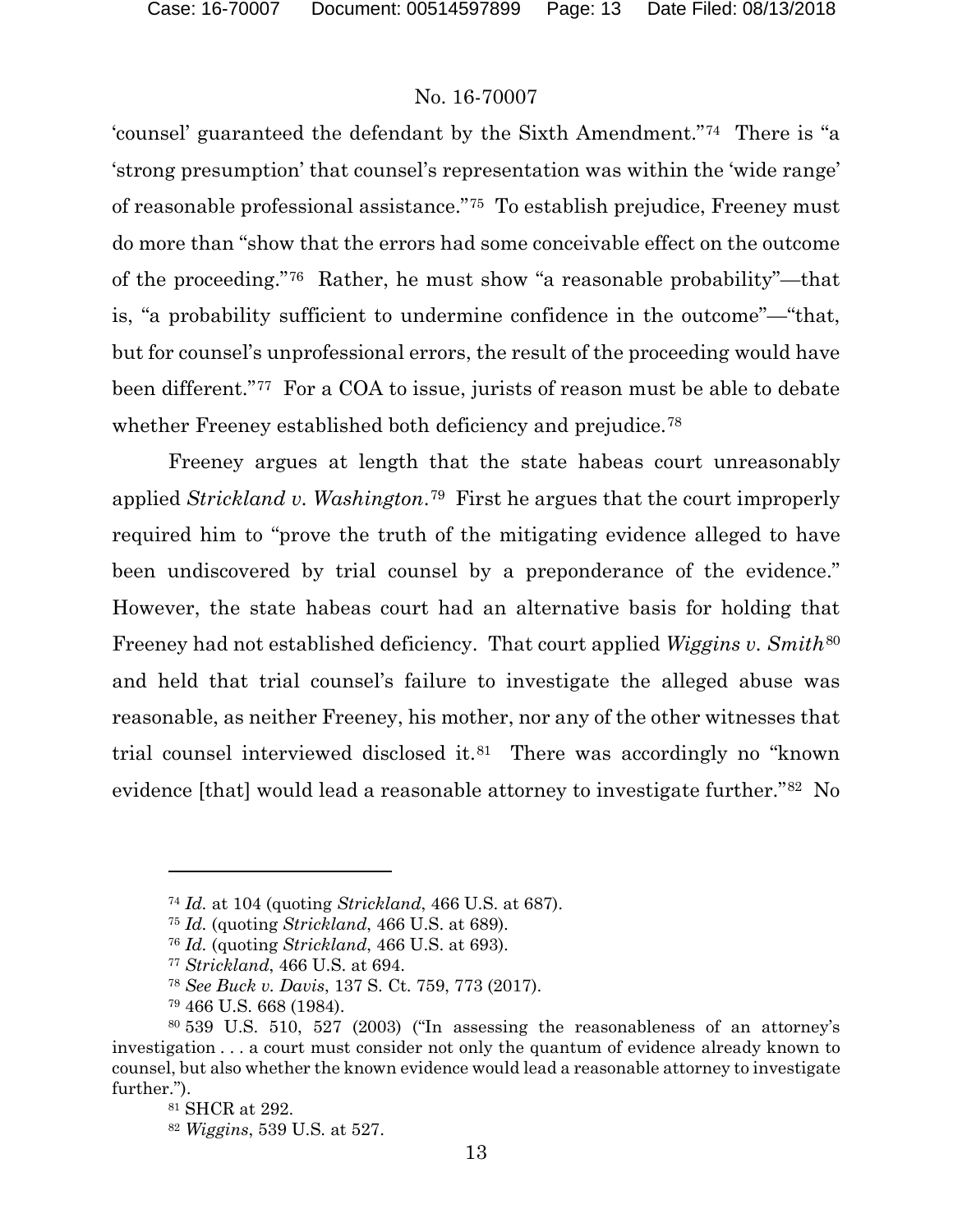'counsel' guaranteed the defendant by the Sixth Amendment."[74] There is "a 'strong presumption' that counsel's representation was within the 'wide range' of reasonable professional assistance."[75] To establish prejudice, Freeney must do more than "show that the errors had some conceivable effect on the outcome of the proceeding."[76] Rather, he must show "a reasonable probability"—that is, "a probability sufficient to undermine confidence in the outcome"—"that, but for counsel's unprofessional errors, the result of the proceeding would have been different."[77] For a COA to issue, jurists of reason must be able to debate whether Freeney established both deficiency and prejudice.[78]

Freeney argues at length that the state habeas court unreasonably applied *Strickland v. Washington*.[79] First he argues that the court improperly required him to "prove the truth of the mitigating evidence alleged to have been undiscovered by trial counsel by a preponderance of the evidence." However, the state habeas court had an alternative basis for holding that Freeney had not established deficiency. That court applied *Wiggins v. Smith*[80] and held that trial counsel's failure to investigate the alleged abuse was reasonable, as neither Freeney, his mother, nor any of the other witnesses that trial counsel interviewed disclosed it.[81] There was accordingly no "known evidence [that] would lead a reasonable attorney to investigate further."[82] No

---

[74] *Id.* at 104 (quoting *Strickland*, 466 U.S. at 687).

[75] *Id.* (quoting *Strickland*, 466 U.S. at 689).

[76] *Id.* (quoting *Strickland*, 466 U.S. at 693).

[77] *Strickland*, 466 U.S. at 694.

[78] *See Buck v. Davis*, 137 S. Ct. 759, 773 (2017).

[79] 466 U.S. 668 (1984).

[80] 539 U.S. 510, 527 (2003) ("In assessing the reasonableness of an attorney's investigation . . . a court must consider not only the quantum of evidence already known to counsel, but also whether the known evidence would lead a reasonable attorney to investigate further.").

[81] SHCR at 292.

[82] *Wiggins*, 539 U.S. at 527.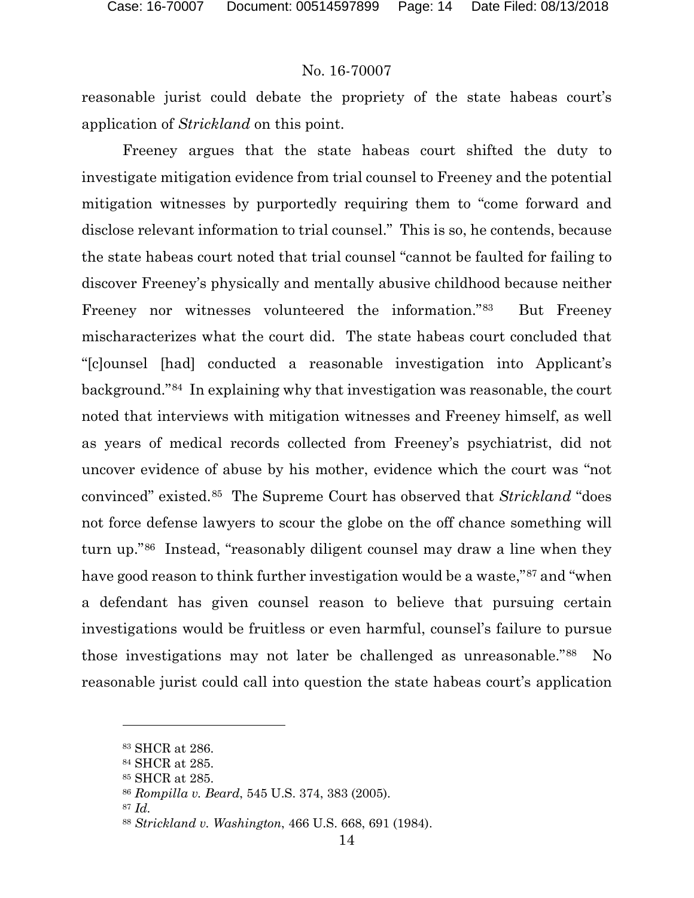reasonable jurist could debate the propriety of the state habeas court's application of *Strickland* on this point.

Freeney argues that the state habeas court shifted the duty to investigate mitigation evidence from trial counsel to Freeney and the potential mitigation witnesses by purportedly requiring them to "come forward and disclose relevant information to trial counsel." This is so, he contends, because the state habeas court noted that trial counsel "cannot be faulted for failing to discover Freeney's physically and mentally abusive childhood because neither Freeney nor witnesses volunteered the information."[83] But Freeney mischaracterizes what the court did. The state habeas court concluded that "[c]ounsel [had] conducted a reasonable investigation into Applicant's background."[84] In explaining why that investigation was reasonable, the court noted that interviews with mitigation witnesses and Freeney himself, as well as years of medical records collected from Freeney's psychiatrist, did not uncover evidence of abuse by his mother, evidence which the court was "not convinced" existed.[85] The Supreme Court has observed that *Strickland* "does not force defense lawyers to scour the globe on the off chance something will turn up."[86] Instead, "reasonably diligent counsel may draw a line when they have good reason to think further investigation would be a waste,"[87] and "when a defendant has given counsel reason to believe that pursuing certain investigations would be fruitless or even harmful, counsel's failure to pursue those investigations may not later be challenged as unreasonable."[88] No reasonable jurist could call into question the state habeas court's application

---

[83] SHCR at 286.

[84] SHCR at 285.

[85] SHCR at 285.

[86] *Rompilla v. Beard*, 545 U.S. 374, 383 (2005).

[87] *Id.*

[88] *Strickland v. Washington*, 466 U.S. 668, 691 (1984).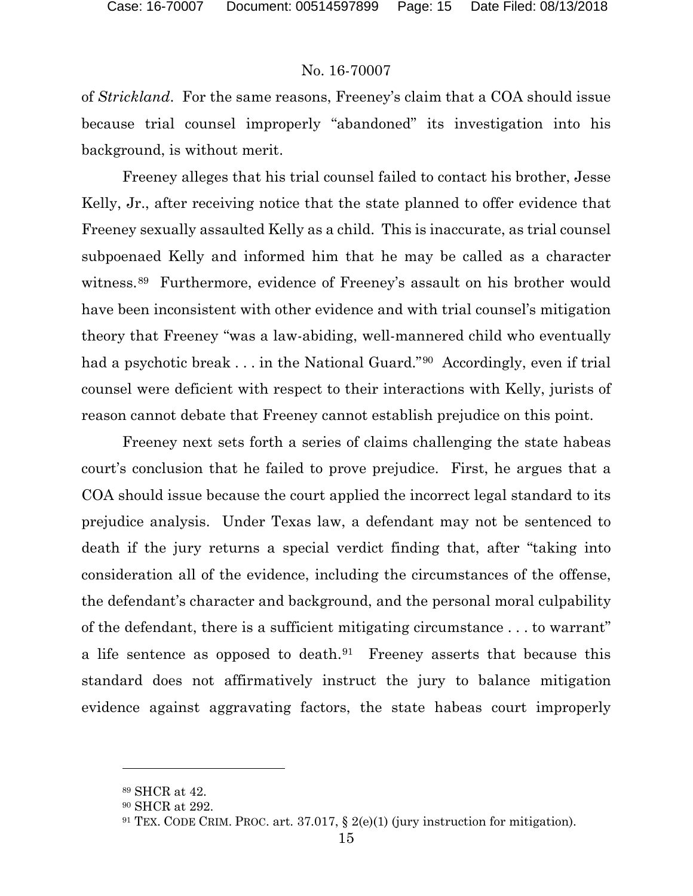of *Strickland*. For the same reasons, Freeney's claim that a COA should issue because trial counsel improperly "abandoned" its investigation into his background, is without merit.

Freeney alleges that his trial counsel failed to contact his brother, Jesse Kelly, Jr., after receiving notice that the state planned to offer evidence that Freeney sexually assaulted Kelly as a child. This is inaccurate, as trial counsel subpoenaed Kelly and informed him that he may be called as a character witness.[89] Furthermore, evidence of Freeney's assault on his brother would have been inconsistent with other evidence and with trial counsel's mitigation theory that Freeney "was a law-abiding, well-mannered child who eventually had a psychotic break . . . in the National Guard."[90] Accordingly, even if trial counsel were deficient with respect to their interactions with Kelly, jurists of reason cannot debate that Freeney cannot establish prejudice on this point.

Freeney next sets forth a series of claims challenging the state habeas court's conclusion that he failed to prove prejudice. First, he argues that a COA should issue because the court applied the incorrect legal standard to its prejudice analysis. Under Texas law, a defendant may not be sentenced to death if the jury returns a special verdict finding that, after "taking into consideration all of the evidence, including the circumstances of the offense, the defendant's character and background, and the personal moral culpability of the defendant, there is a sufficient mitigating circumstance . . . to warrant" a life sentence as opposed to death.[91] Freeney asserts that because this standard does not affirmatively instruct the jury to balance mitigation evidence against aggravating factors, the state habeas court improperly

---

[89] SHCR at 42.

[90] SHCR at 292.

[91] TEX. CODE CRIM. PROC. art. 37.017, § 2(e)(1) (jury instruction for mitigation).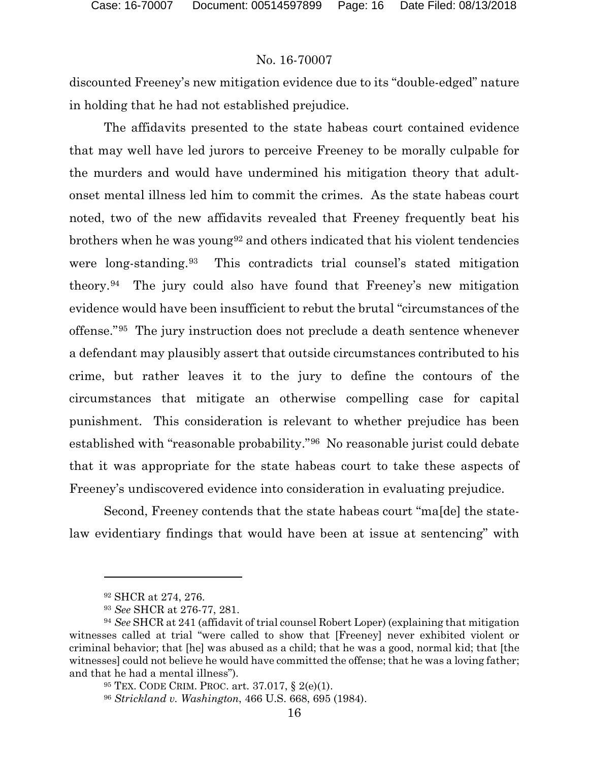discounted Freeney's new mitigation evidence due to its "double-edged" nature in holding that he had not established prejudice.

The affidavits presented to the state habeas court contained evidence that may well have led jurors to perceive Freeney to be morally culpable for the murders and would have undermined his mitigation theory that adult-onset mental illness led him to commit the crimes. As the state habeas court noted, two of the new affidavits revealed that Freeney frequently beat his brothers when he was young[92] and others indicated that his violent tendencies were long-standing.[93] This contradicts trial counsel's stated mitigation theory.[94] The jury could also have found that Freeney's new mitigation evidence would have been insufficient to rebut the brutal "circumstances of the offense."[95] The jury instruction does not preclude a death sentence whenever a defendant may plausibly assert that outside circumstances contributed to his crime, but rather leaves it to the jury to define the contours of the circumstances that mitigate an otherwise compelling case for capital punishment. This consideration is relevant to whether prejudice has been established with "reasonable probability."[96] No reasonable jurist could debate that it was appropriate for the state habeas court to take these aspects of Freeney's undiscovered evidence into consideration in evaluating prejudice.

Second, Freeney contends that the state habeas court "ma[de] the state-law evidentiary findings that would have been at issue at sentencing" with

---

[92] SHCR at 274, 276.

[93] *See* SHCR at 276-77, 281.

[94] *See* SHCR at 241 (affidavit of trial counsel Robert Loper) (explaining that mitigation witnesses called at trial "were called to show that [Freeney] never exhibited violent or criminal behavior; that [he] was abused as a child; that he was a good, normal kid; that [the witnesses] could not believe he would have committed the offense; that he was a loving father; and that he had a mental illness").

[95] TEX. CODE CRIM. PROC. art. 37.017, § 2(e)(1).

[96] *Strickland v. Washington*, 466 U.S. 668, 695 (1984).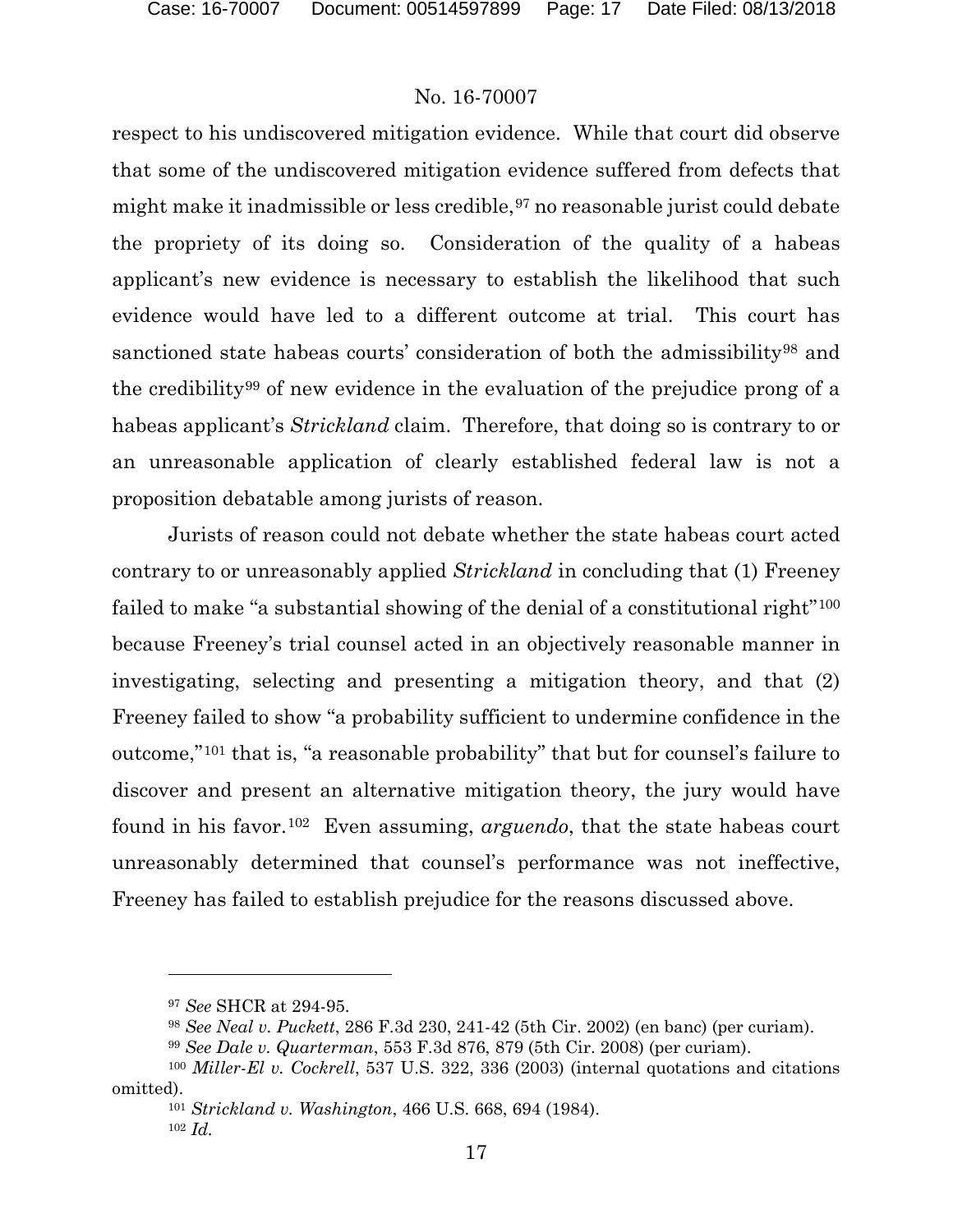respect to his undiscovered mitigation evidence. While that court did observe that some of the undiscovered mitigation evidence suffered from defects that might make it inadmissible or less credible,[97] no reasonable jurist could debate the propriety of its doing so. Consideration of the quality of a habeas applicant's new evidence is necessary to establish the likelihood that such evidence would have led to a different outcome at trial. This court has sanctioned state habeas courts' consideration of both the admissibility[98] and the credibility[99] of new evidence in the evaluation of the prejudice prong of a habeas applicant's *Strickland* claim. Therefore, that doing so is contrary to or an unreasonable application of clearly established federal law is not a proposition debatable among jurists of reason.

Jurists of reason could not debate whether the state habeas court acted contrary to or unreasonably applied *Strickland* in concluding that (1) Freeney failed to make "a substantial showing of the denial of a constitutional right"[100] because Freeney's trial counsel acted in an objectively reasonable manner in investigating, selecting and presenting a mitigation theory, and that (2) Freeney failed to show "a probability sufficient to undermine confidence in the outcome,"[101] that is, "a reasonable probability" that but for counsel's failure to discover and present an alternative mitigation theory, the jury would have found in his favor.[102] Even assuming, *arguendo*, that the state habeas court unreasonably determined that counsel's performance was not ineffective, Freeney has failed to establish prejudice for the reasons discussed above.

---

[97] *See* SHCR at 294-95.

[98] *See Neal v. Puckett*, 286 F.3d 230, 241-42 (5th Cir. 2002) (en banc) (per curiam).

[99] *See Dale v. Quarterman*, 553 F.3d 876, 879 (5th Cir. 2008) (per curiam).

[100] *Miller-El v. Cockrell*, 537 U.S. 322, 336 (2003) (internal quotations and citations omitted).

[101] *Strickland v. Washington*, 466 U.S. 668, 694 (1984).

[102] *Id.*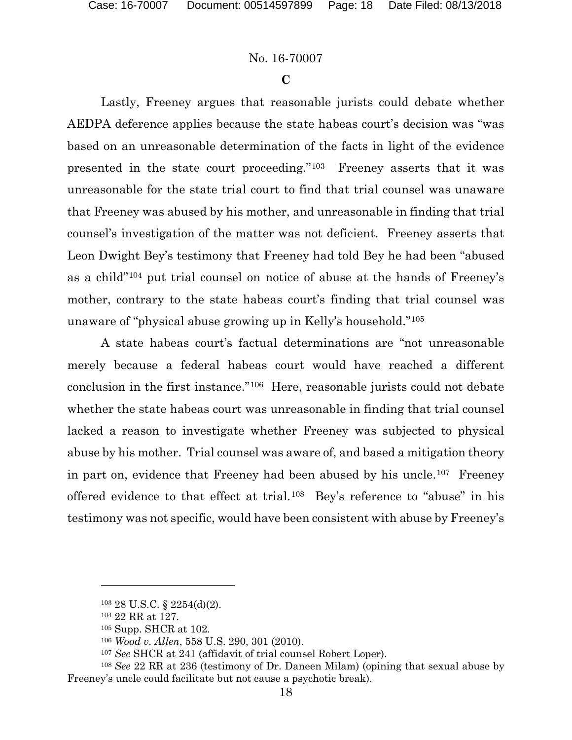## C

Lastly, Freeney argues that reasonable jurists could debate whether AEDPA deference applies because the state habeas court's decision was "was based on an unreasonable determination of the facts in light of the evidence presented in the state court proceeding."[103] Freeney asserts that it was unreasonable for the state trial court to find that trial counsel was unaware that Freeney was abused by his mother, and unreasonable in finding that trial counsel's investigation of the matter was not deficient. Freeney asserts that Leon Dwight Bey's testimony that Freeney had told Bey he had been "abused as a child"[104] put trial counsel on notice of abuse at the hands of Freeney's mother, contrary to the state habeas court's finding that trial counsel was unaware of "physical abuse growing up in Kelly's household."[105]

A state habeas court's factual determinations are "not unreasonable merely because a federal habeas court would have reached a different conclusion in the first instance."[106] Here, reasonable jurists could not debate whether the state habeas court was unreasonable in finding that trial counsel lacked a reason to investigate whether Freeney was subjected to physical abuse by his mother. Trial counsel was aware of, and based a mitigation theory in part on, evidence that Freeney had been abused by his uncle.[107] Freeney offered evidence to that effect at trial.[108] Bey's reference to "abuse" in his testimony was not specific, would have been consistent with abuse by Freeney's

---

[103] 28 U.S.C. § 2254(d)(2).

[104] 22 RR at 127.

[105] Supp. SHCR at 102.

[106] *Wood v. Allen*, 558 U.S. 290, 301 (2010).

[107] *See* SHCR at 241 (affidavit of trial counsel Robert Loper).

[108] *See* 22 RR at 236 (testimony of Dr. Daneen Milam) (opining that sexual abuse by Freeney's uncle could facilitate but not cause a psychotic break).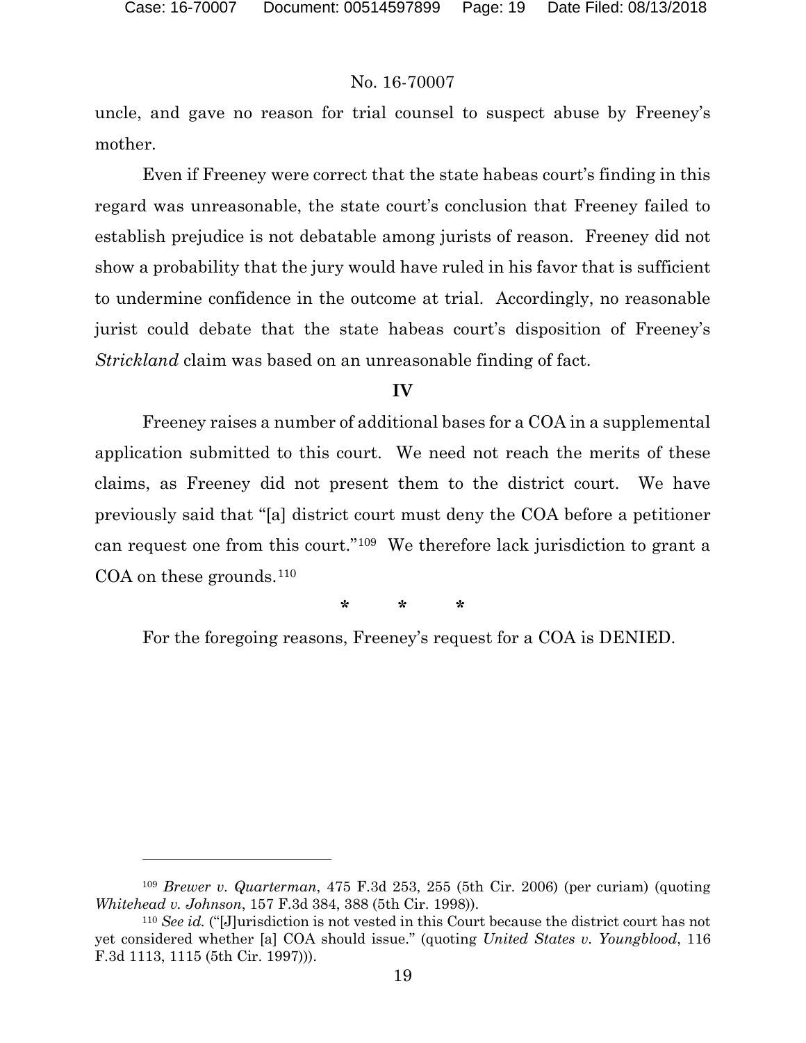uncle, and gave no reason for trial counsel to suspect abuse by Freeney's mother.

Even if Freeney were correct that the state habeas court's finding in this regard was unreasonable, the state court's conclusion that Freeney failed to establish prejudice is not debatable among jurists of reason. Freeney did not show a probability that the jury would have ruled in his favor that is sufficient to undermine confidence in the outcome at trial. Accordingly, no reasonable jurist could debate that the state habeas court's disposition of Freeney's *Strickland* claim was based on an unreasonable finding of fact.

## IV

Freeney raises a number of additional bases for a COA in a supplemental application submitted to this court. We need not reach the merits of these claims, as Freeney did not present them to the district court. We have previously said that "[a] district court must deny the COA before a petitioner can request one from this court."[109] We therefore lack jurisdiction to grant a COA on these grounds.[110]

\* \* \*

For the foregoing reasons, Freeney's request for a COA is DENIED.

---

[109] *Brewer v. Quarterman*, 475 F.3d 253, 255 (5th Cir. 2006) (per curiam) (quoting *Whitehead v. Johnson*, 157 F.3d 384, 388 (5th Cir. 1998)).

[110] *See id.* ("[J]urisdiction is not vested in this Court because the district court has not yet considered whether [a] COA should issue." (quoting *United States v. Youngblood*, 116 F.3d 1113, 1115 (5th Cir. 1997))).